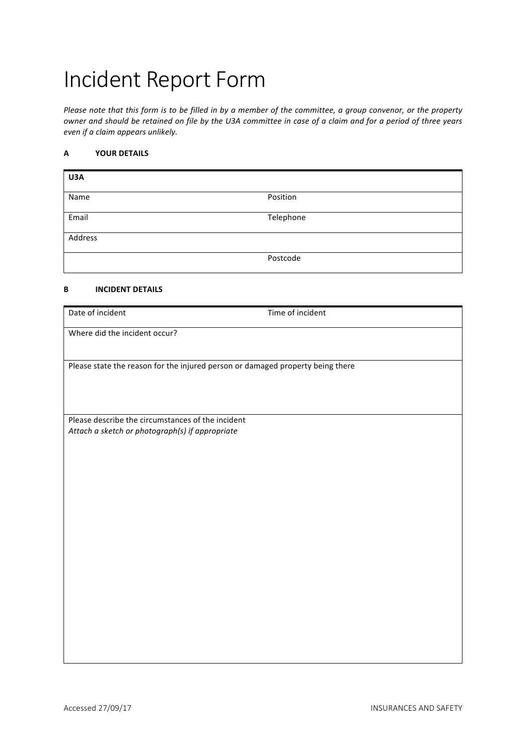# Incident Report Form

*Please note that this form is to be filled in by a member of the committee, a group convenor, or the property owner and should be retained on file by the U3A committee in case of a claim and for a period of three years even if a claim appears unlikely.*

### A YOUR DETAILS

| **U3A** | |
|---|---|
| Name | Position |
| Email | Telephone |
| Address | |
| | Postcode |

### B INCIDENT DETAILS

| Date of incident | Time of incident |
|---|---|
| Where did the incident occur? | |
| Please state the reason for the injured person or damaged property being there | |
| Please describe the circumstances of the incident<br>*Attach a sketch or photograph(s) if appropriate* | |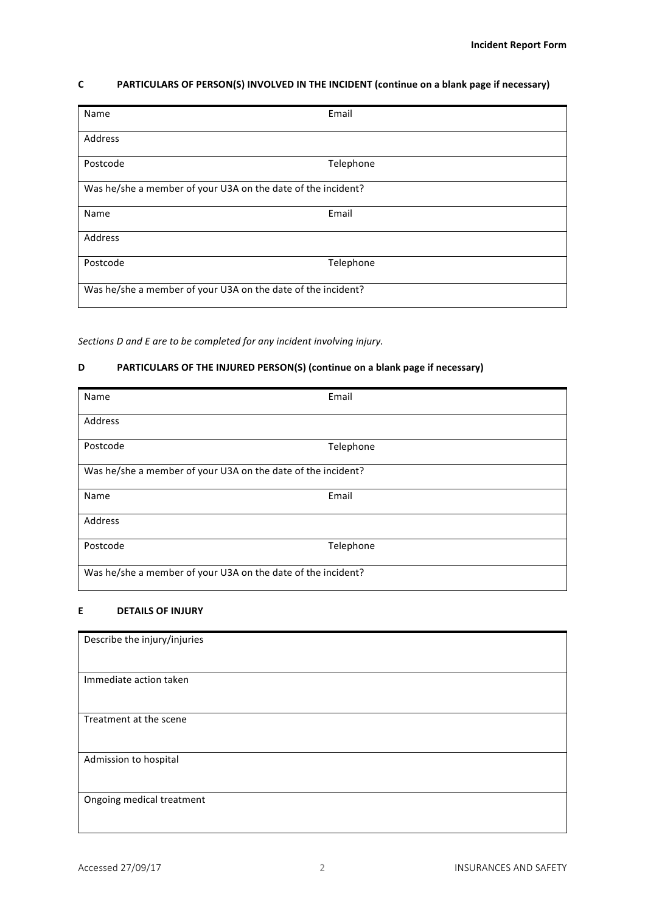## C PARTICULARS OF PERSON(S) INVOLVED IN THE INCIDENT (continue on a blank page if necessary)

| Name | Email |
|---|---|
| Address | |
| Postcode | Telephone |
| Was he/she a member of your U3A on the date of the incident? | |
| Name | Email |
| Address | |
| Postcode | Telephone |
| Was he/she a member of your U3A on the date of the incident? | |

*Sections D and E are to be completed for any incident involving injury.*

## D PARTICULARS OF THE INJURED PERSON(S) (continue on a blank page if necessary)

| Name | Email |
|---|---|
| Address | |
| Postcode | Telephone |
| Was he/she a member of your U3A on the date of the incident? | |
| Name | Email |
| Address | |
| Postcode | Telephone |
| Was he/she a member of your U3A on the date of the incident? | |

## E DETAILS OF INJURY

| Describe the injury/injuries |
|---|
| Immediate action taken |
| Treatment at the scene |
| Admission to hospital |
| Ongoing medical treatment |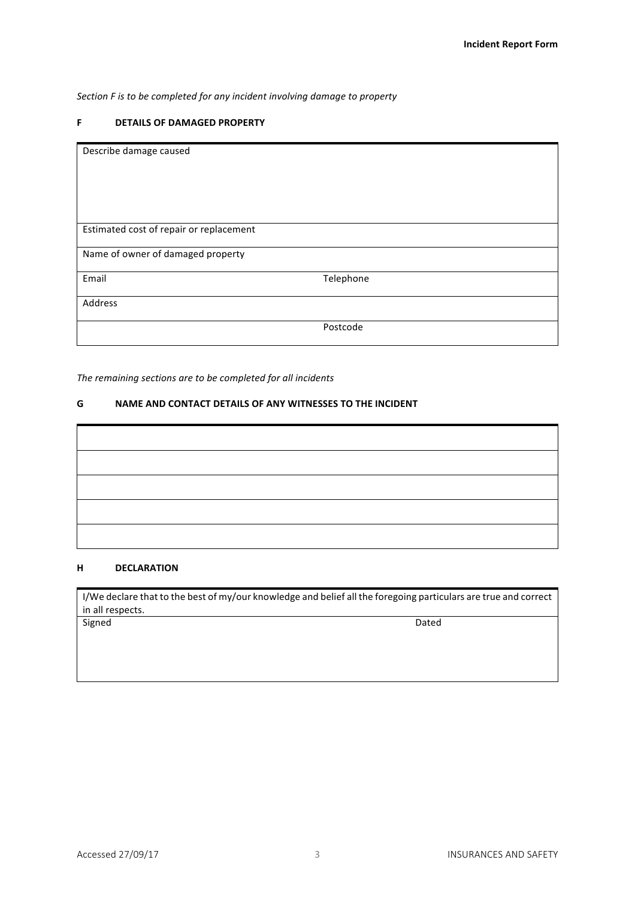*Section F is to be completed for any incident involving damage to property*

## F DETAILS OF DAMAGED PROPERTY

| | |
|---|---|
| Describe damage caused | |
| Estimated cost of repair or replacement | |
| Name of owner of damaged property | |
| Email | Telephone |
| Address | |
| | Postcode |

*The remaining sections are to be completed for all incidents*

## G NAME AND CONTACT DETAILS OF ANY WITNESSES TO THE INCIDENT

| |
|---|
| |
| |
| |
| |
| |

## H DECLARATION

| | |
|---|---|
| I/We declare that to the best of my/our knowledge and belief all the foregoing particulars are true and correct in all respects. | |
| Signed | Dated |

Accessed 27/09/17

INSURANCES AND SAFETY